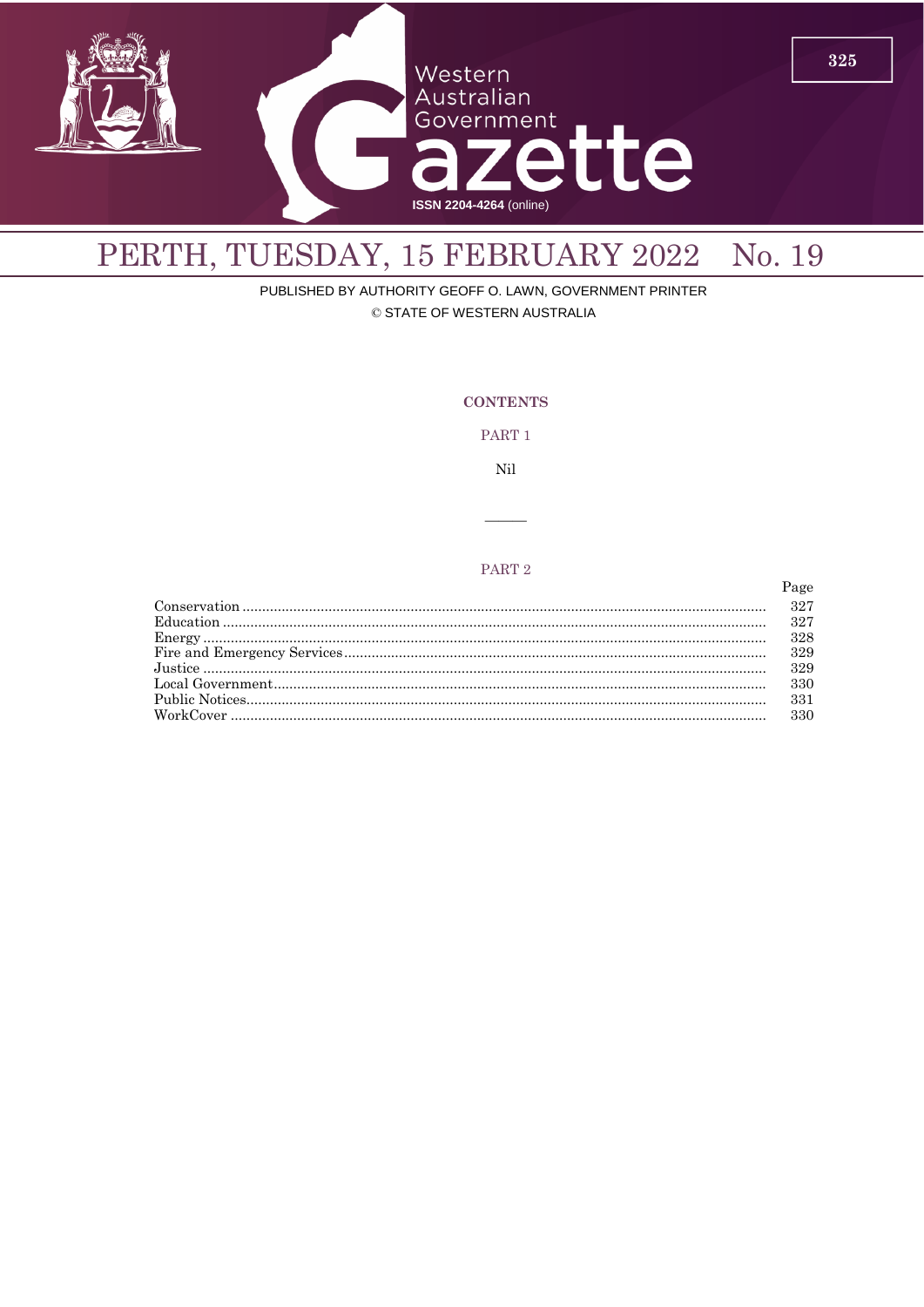# Western Australian Government Gazette

ISSN 2204-4264 (online)

## PERTH, TUESDAY, 15 FEBRUARY 2022 No. 19

PUBLISHED BY AUTHORITY GEOFF O. LAWN, GOVERNMENT PRINTER

© STATE OF WESTERN AUSTRALIA

### CONTENTS

#### PART 1

Nil

---

#### PART 2

| | Page |
|---|---|
| Conservation | 327 |
| Education | 327 |
| Energy | 328 |
| Fire and Emergency Services | 329 |
| Justice | 329 |
| Local Government | 330 |
| Public Notices | 331 |
| WorkCover | 330 |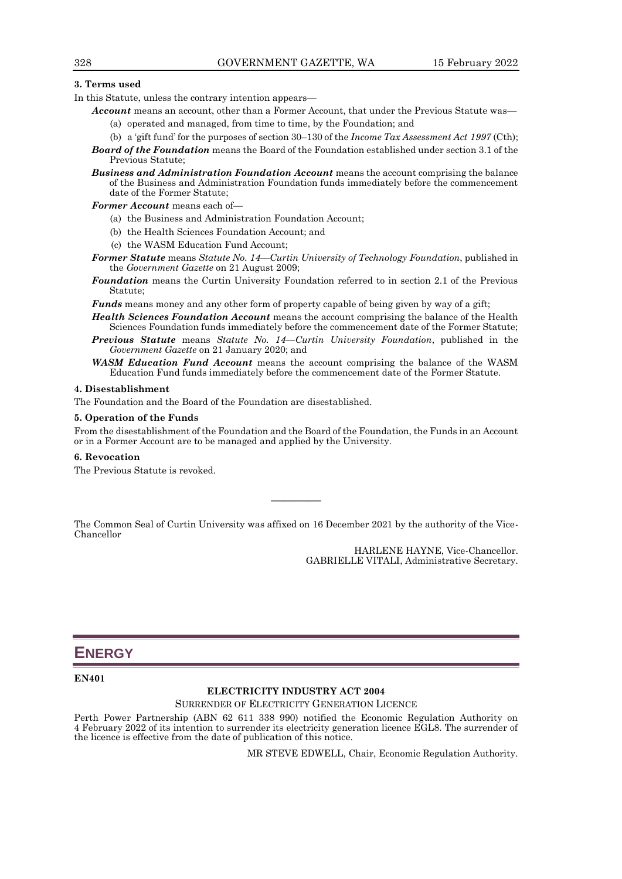### 3. Terms used

In this Statute, unless the contrary intention appears—

***Account*** means an account, other than a Former Account, that under the Previous Statute was—

(a) operated and managed, from time to time, by the Foundation; and

(b) a 'gift fund' for the purposes of section 30–130 of the *Income Tax Assessment Act 1997* (Cth);

***Board of the Foundation*** means the Board of the Foundation established under section 3.1 of the Previous Statute;

***Business and Administration Foundation Account*** means the account comprising the balance of the Business and Administration Foundation funds immediately before the commencement date of the Former Statute;

***Former Account*** means each of—

(a) the Business and Administration Foundation Account;

(b) the Health Sciences Foundation Account; and

(c) the WASM Education Fund Account;

***Former Statute*** means *Statute No. 14—Curtin University of Technology Foundation*, published in the *Government Gazette* on 21 August 2009;

***Foundation*** means the Curtin University Foundation referred to in section 2.1 of the Previous Statute;

***Funds*** means money and any other form of property capable of being given by way of a gift;

***Health Sciences Foundation Account*** means the account comprising the balance of the Health Sciences Foundation funds immediately before the commencement date of the Former Statute;

***Previous Statute*** means *Statute No. 14—Curtin University Foundation*, published in the *Government Gazette* on 21 January 2020; and

***WASM Education Fund Account*** means the account comprising the balance of the WASM Education Fund funds immediately before the commencement date of the Former Statute.

### 4. Disestablishment

The Foundation and the Board of the Foundation are disestablished.

### 5. Operation of the Funds

From the disestablishment of the Foundation and the Board of the Foundation, the Funds in an Account or in a Former Account are to be managed and applied by the University.

### 6. Revocation

The Previous Statute is revoked.

---

The Common Seal of Curtin University was affixed on 16 December 2021 by the authority of the Vice-Chancellor

HARLENE HAYNE, Vice-Chancellor.
GABRIELLE VITALI, Administrative Secretary.

## ENERGY

**EN401**

**ELECTRICITY INDUSTRY ACT 2004**

SURRENDER OF ELECTRICITY GENERATION LICENCE

Perth Power Partnership (ABN 62 611 338 990) notified the Economic Regulation Authority on 4 February 2022 of its intention to surrender its electricity generation licence EGL8. The surrender of the licence is effective from the date of publication of this notice.

MR STEVE EDWELL, Chair, Economic Regulation Authority.